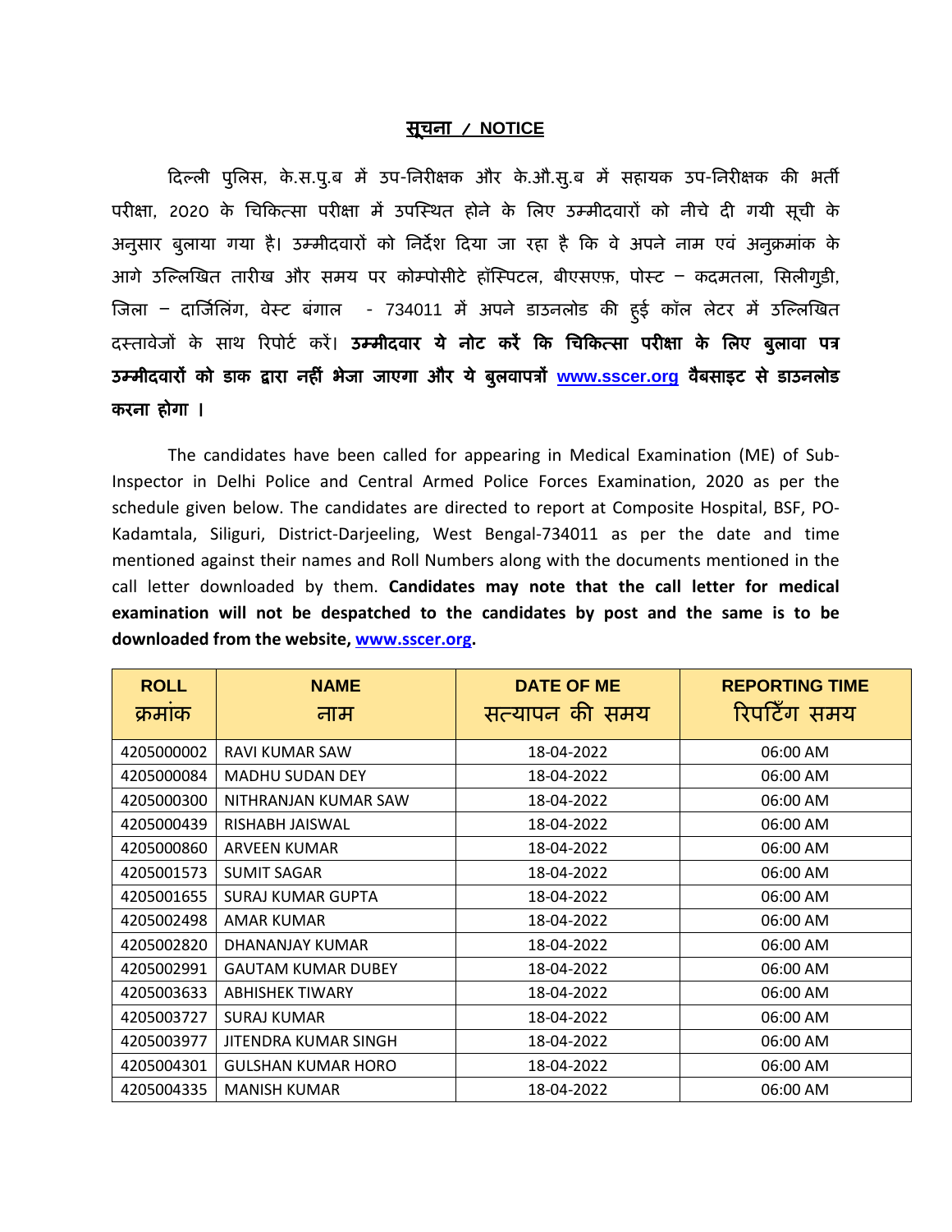## सूचना / NOTICE

दिल्ली पुलिस, के.स.पु.ब में उप-निरीक्षक और के.औ.सु.ब में सहायक उप-निरीक्षक की भर्ती परीक्षा, 2020 के चिकित्सा परीक्षा में उपस्थित होने के लिए उम्मीदवारों को नीचे दी गयी सूची के अनुसार बुलाया गया है। उम्मीदवारों को निर्देश दिया जा रहा है कि वे अपने नाम एवं अनुक्रमांक के आगे उल्लिखित तारीख और समय पर कोम्पोसीटे हॉस्पिटल, बीएसएफ़, पोस्ट – कदमतला, सिलीगुड़ी, जिला – दार्जिलिंग, वेस्ट बंगाल - 734011 में अपने डाउनलोड की हुई कॉल लेटर में उल्लिखित दस्तावेजों के साथ रिपोर्ट करें। **उम्मीदवार ये नोट करें कि चिकित्सा परीक्षा के लिए बुलावा पत्र उम्मीदवारों को डाक द्वारा नहीं भेजा जाएगा और ये बुलवापत्रों [www.sscer.org](http://www.sscer.org) वैबसाइट से डाउनलोड करना होगा ।**

The candidates have been called for appearing in Medical Examination (ME) of Sub-Inspector in Delhi Police and Central Armed Police Forces Examination, 2020 as per the schedule given below. The candidates are directed to report at Composite Hospital, BSF, PO-Kadamtala, Siliguri, District-Darjeeling, West Bengal-734011 as per the date and time mentioned against their names and Roll Numbers along with the documents mentioned in the call letter downloaded by them. **Candidates may note that the call letter for medical examination will not be despatched to the candidates by post and the same is to be downloaded from the website, [www.sscer.org](http://www.sscer.org).**

| ROLL क्रमांक | NAME नाम | DATE OF ME सत्यापन की समय | REPORTING TIME रिपर्टिंग समय |
|---|---|---|---|
| 4205000002 | RAVI KUMAR SAW | 18-04-2022 | 06:00 AM |
| 4205000084 | MADHU SUDAN DEY | 18-04-2022 | 06:00 AM |
| 4205000300 | NITHRANJAN KUMAR SAW | 18-04-2022 | 06:00 AM |
| 4205000439 | RISHABH JAISWAL | 18-04-2022 | 06:00 AM |
| 4205000860 | ARVEEN KUMAR | 18-04-2022 | 06:00 AM |
| 4205001573 | SUMIT SAGAR | 18-04-2022 | 06:00 AM |
| 4205001655 | SURAJ KUMAR GUPTA | 18-04-2022 | 06:00 AM |
| 4205002498 | AMAR KUMAR | 18-04-2022 | 06:00 AM |
| 4205002820 | DHANANJAY KUMAR | 18-04-2022 | 06:00 AM |
| 4205002991 | GAUTAM KUMAR DUBEY | 18-04-2022 | 06:00 AM |
| 4205003633 | ABHISHEK TIWARY | 18-04-2022 | 06:00 AM |
| 4205003727 | SURAJ KUMAR | 18-04-2022 | 06:00 AM |
| 4205003977 | JITENDRA KUMAR SINGH | 18-04-2022 | 06:00 AM |
| 4205004301 | GULSHAN KUMAR HORO | 18-04-2022 | 06:00 AM |
| 4205004335 | MANISH KUMAR | 18-04-2022 | 06:00 AM |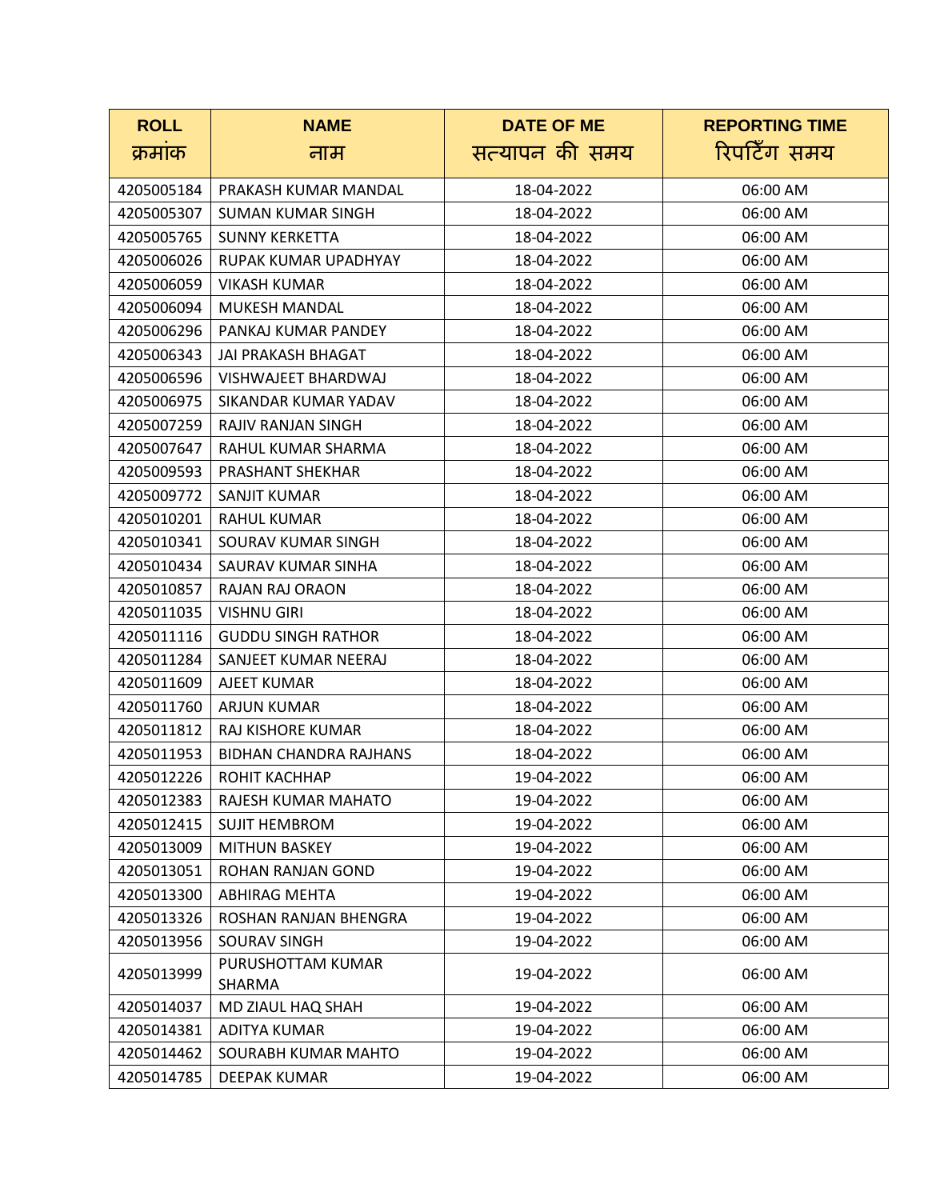| ROLL<br>क्रमांक | NAME<br>नाम | DATE OF ME<br>सत्यापन की समय | REPORTING TIME<br>रिपर्टिंग समय |
|---|---|---|---|
| 4205005184 | PRAKASH KUMAR MANDAL | 18-04-2022 | 06:00 AM |
| 4205005307 | SUMAN KUMAR SINGH | 18-04-2022 | 06:00 AM |
| 4205005765 | SUNNY KERKETTA | 18-04-2022 | 06:00 AM |
| 4205006026 | RUPAK KUMAR UPADHYAY | 18-04-2022 | 06:00 AM |
| 4205006059 | VIKASH KUMAR | 18-04-2022 | 06:00 AM |
| 4205006094 | MUKESH MANDAL | 18-04-2022 | 06:00 AM |
| 4205006296 | PANKAJ KUMAR PANDEY | 18-04-2022 | 06:00 AM |
| 4205006343 | JAI PRAKASH BHAGAT | 18-04-2022 | 06:00 AM |
| 4205006596 | VISHWAJEET BHARDWAJ | 18-04-2022 | 06:00 AM |
| 4205006975 | SIKANDAR KUMAR YADAV | 18-04-2022 | 06:00 AM |
| 4205007259 | RAJIV RANJAN SINGH | 18-04-2022 | 06:00 AM |
| 4205007647 | RAHUL KUMAR SHARMA | 18-04-2022 | 06:00 AM |
| 4205009593 | PRASHANT SHEKHAR | 18-04-2022 | 06:00 AM |
| 4205009772 | SANJIT KUMAR | 18-04-2022 | 06:00 AM |
| 4205010201 | RAHUL KUMAR | 18-04-2022 | 06:00 AM |
| 4205010341 | SOURAV KUMAR SINGH | 18-04-2022 | 06:00 AM |
| 4205010434 | SAURAV KUMAR SINHA | 18-04-2022 | 06:00 AM |
| 4205010857 | RAJAN RAJ ORAON | 18-04-2022 | 06:00 AM |
| 4205011035 | VISHNU GIRI | 18-04-2022 | 06:00 AM |
| 4205011116 | GUDDU SINGH RATHOR | 18-04-2022 | 06:00 AM |
| 4205011284 | SANJEET KUMAR NEERAJ | 18-04-2022 | 06:00 AM |
| 4205011609 | AJEET KUMAR | 18-04-2022 | 06:00 AM |
| 4205011760 | ARJUN KUMAR | 18-04-2022 | 06:00 AM |
| 4205011812 | RAJ KISHORE KUMAR | 18-04-2022 | 06:00 AM |
| 4205011953 | BIDHAN CHANDRA RAJHANS | 18-04-2022 | 06:00 AM |
| 4205012226 | ROHIT KACHHAP | 19-04-2022 | 06:00 AM |
| 4205012383 | RAJESH KUMAR MAHATO | 19-04-2022 | 06:00 AM |
| 4205012415 | SUJIT HEMBROM | 19-04-2022 | 06:00 AM |
| 4205013009 | MITHUN BASKEY | 19-04-2022 | 06:00 AM |
| 4205013051 | ROHAN RANJAN GOND | 19-04-2022 | 06:00 AM |
| 4205013300 | ABHIRAG MEHTA | 19-04-2022 | 06:00 AM |
| 4205013326 | ROSHAN RANJAN BHENGRA | 19-04-2022 | 06:00 AM |
| 4205013956 | SOURAV SINGH | 19-04-2022 | 06:00 AM |
| 4205013999 | PURUSHOTTAM KUMAR SHARMA | 19-04-2022 | 06:00 AM |
| 4205014037 | MD ZIAUL HAQ SHAH | 19-04-2022 | 06:00 AM |
| 4205014381 | ADITYA KUMAR | 19-04-2022 | 06:00 AM |
| 4205014462 | SOURABH KUMAR MAHTO | 19-04-2022 | 06:00 AM |
| 4205014785 | DEEPAK KUMAR | 19-04-2022 | 06:00 AM |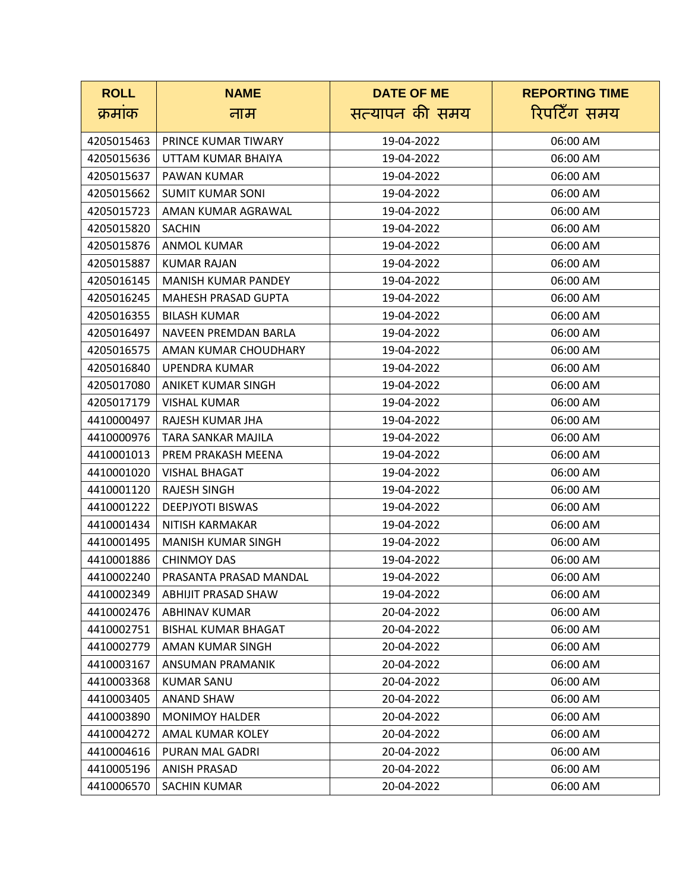| ROLL<br>क्रमांक | NAME<br>नाम | DATE OF ME<br>सत्यापन की समय | REPORTING TIME<br>रिपर्टिंग समय |
|---|---|---|---|
| 4205015463 | PRINCE KUMAR TIWARY | 19-04-2022 | 06:00 AM |
| 4205015636 | UTTAM KUMAR BHAIYA | 19-04-2022 | 06:00 AM |
| 4205015637 | PAWAN KUMAR | 19-04-2022 | 06:00 AM |
| 4205015662 | SUMIT KUMAR SONI | 19-04-2022 | 06:00 AM |
| 4205015723 | AMAN KUMAR AGRAWAL | 19-04-2022 | 06:00 AM |
| 4205015820 | SACHIN | 19-04-2022 | 06:00 AM |
| 4205015876 | ANMOL KUMAR | 19-04-2022 | 06:00 AM |
| 4205015887 | KUMAR RAJAN | 19-04-2022 | 06:00 AM |
| 4205016145 | MANISH KUMAR PANDEY | 19-04-2022 | 06:00 AM |
| 4205016245 | MAHESH PRASAD GUPTA | 19-04-2022 | 06:00 AM |
| 4205016355 | BILASH KUMAR | 19-04-2022 | 06:00 AM |
| 4205016497 | NAVEEN PREMDAN BARLA | 19-04-2022 | 06:00 AM |
| 4205016575 | AMAN KUMAR CHOUDHARY | 19-04-2022 | 06:00 AM |
| 4205016840 | UPENDRA KUMAR | 19-04-2022 | 06:00 AM |
| 4205017080 | ANIKET KUMAR SINGH | 19-04-2022 | 06:00 AM |
| 4205017179 | VISHAL KUMAR | 19-04-2022 | 06:00 AM |
| 4410000497 | RAJESH KUMAR JHA | 19-04-2022 | 06:00 AM |
| 4410000976 | TARA SANKAR MAJILA | 19-04-2022 | 06:00 AM |
| 4410001013 | PREM PRAKASH MEENA | 19-04-2022 | 06:00 AM |
| 4410001020 | VISHAL BHAGAT | 19-04-2022 | 06:00 AM |
| 4410001120 | RAJESH SINGH | 19-04-2022 | 06:00 AM |
| 4410001222 | DEEPJYOTI BISWAS | 19-04-2022 | 06:00 AM |
| 4410001434 | NITISH KARMAKAR | 19-04-2022 | 06:00 AM |
| 4410001495 | MANISH KUMAR SINGH | 19-04-2022 | 06:00 AM |
| 4410001886 | CHINMOY DAS | 19-04-2022 | 06:00 AM |
| 4410002240 | PRASANTA PRASAD MANDAL | 19-04-2022 | 06:00 AM |
| 4410002349 | ABHIJIT PRASAD SHAW | 19-04-2022 | 06:00 AM |
| 4410002476 | ABHINAV KUMAR | 20-04-2022 | 06:00 AM |
| 4410002751 | BISHAL KUMAR BHAGAT | 20-04-2022 | 06:00 AM |
| 4410002779 | AMAN KUMAR SINGH | 20-04-2022 | 06:00 AM |
| 4410003167 | ANSUMAN PRAMANIK | 20-04-2022 | 06:00 AM |
| 4410003368 | KUMAR SANU | 20-04-2022 | 06:00 AM |
| 4410003405 | ANAND SHAW | 20-04-2022 | 06:00 AM |
| 4410003890 | MONIMOY HALDER | 20-04-2022 | 06:00 AM |
| 4410004272 | AMAL KUMAR KOLEY | 20-04-2022 | 06:00 AM |
| 4410004616 | PURAN MAL GADRI | 20-04-2022 | 06:00 AM |
| 4410005196 | ANISH PRASAD | 20-04-2022 | 06:00 AM |
| 4410006570 | SACHIN KUMAR | 20-04-2022 | 06:00 AM |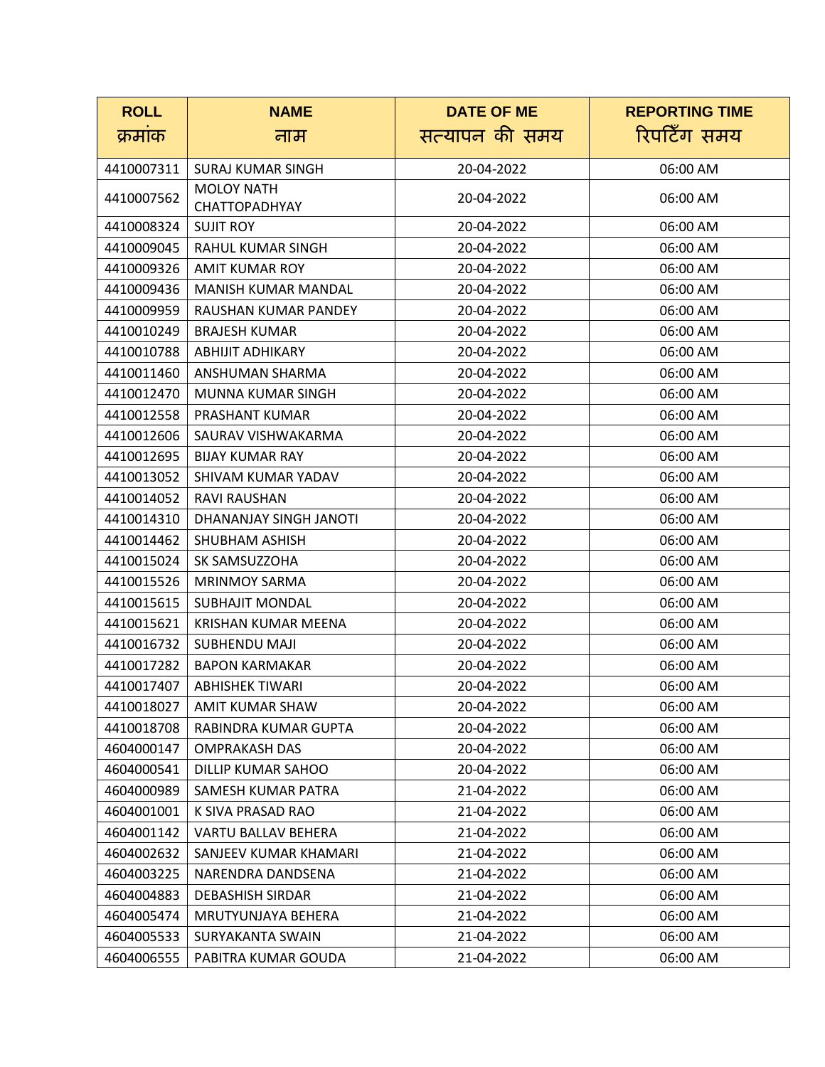| ROLL<br>क्रमांक | NAME<br>नाम | DATE OF ME<br>सत्यापन की समय | REPORTING TIME<br>रिपटिँग समय |
|---|---|---|---|
| 4410007311 | SURAJ KUMAR SINGH | 20-04-2022 | 06:00 AM |
| 4410007562 | MOLOY NATH CHATTOPADHYAY | 20-04-2022 | 06:00 AM |
| 4410008324 | SUJIT ROY | 20-04-2022 | 06:00 AM |
| 4410009045 | RAHUL KUMAR SINGH | 20-04-2022 | 06:00 AM |
| 4410009326 | AMIT KUMAR ROY | 20-04-2022 | 06:00 AM |
| 4410009436 | MANISH KUMAR MANDAL | 20-04-2022 | 06:00 AM |
| 4410009959 | RAUSHAN KUMAR PANDEY | 20-04-2022 | 06:00 AM |
| 4410010249 | BRAJESH KUMAR | 20-04-2022 | 06:00 AM |
| 4410010788 | ABHIJIT ADHIKARY | 20-04-2022 | 06:00 AM |
| 4410011460 | ANSHUMAN SHARMA | 20-04-2022 | 06:00 AM |
| 4410012470 | MUNNA KUMAR SINGH | 20-04-2022 | 06:00 AM |
| 4410012558 | PRASHANT KUMAR | 20-04-2022 | 06:00 AM |
| 4410012606 | SAURAV VISHWAKARMA | 20-04-2022 | 06:00 AM |
| 4410012695 | BIJAY KUMAR RAY | 20-04-2022 | 06:00 AM |
| 4410013052 | SHIVAM KUMAR YADAV | 20-04-2022 | 06:00 AM |
| 4410014052 | RAVI RAUSHAN | 20-04-2022 | 06:00 AM |
| 4410014310 | DHANANJAY SINGH JANOTI | 20-04-2022 | 06:00 AM |
| 4410014462 | SHUBHAM ASHISH | 20-04-2022 | 06:00 AM |
| 4410015024 | SK SAMSUZZOHA | 20-04-2022 | 06:00 AM |
| 4410015526 | MRINMOY SARMA | 20-04-2022 | 06:00 AM |
| 4410015615 | SUBHAJIT MONDAL | 20-04-2022 | 06:00 AM |
| 4410015621 | KRISHAN KUMAR MEENA | 20-04-2022 | 06:00 AM |
| 4410016732 | SUBHENDU MAJI | 20-04-2022 | 06:00 AM |
| 4410017282 | BAPON KARMAKAR | 20-04-2022 | 06:00 AM |
| 4410017407 | ABHISHEK TIWARI | 20-04-2022 | 06:00 AM |
| 4410018027 | AMIT KUMAR SHAW | 20-04-2022 | 06:00 AM |
| 4410018708 | RABINDRA KUMAR GUPTA | 20-04-2022 | 06:00 AM |
| 4604000147 | OMPRAKASH DAS | 20-04-2022 | 06:00 AM |
| 4604000541 | DILLIP KUMAR SAHOO | 20-04-2022 | 06:00 AM |
| 4604000989 | SAMESH KUMAR PATRA | 21-04-2022 | 06:00 AM |
| 4604001001 | K SIVA PRASAD RAO | 21-04-2022 | 06:00 AM |
| 4604001142 | VARTU BALLAV BEHERA | 21-04-2022 | 06:00 AM |
| 4604002632 | SANJEEV KUMAR KHAMARI | 21-04-2022 | 06:00 AM |
| 4604003225 | NARENDRA DANDSENA | 21-04-2022 | 06:00 AM |
| 4604004883 | DEBASHISH SIRDAR | 21-04-2022 | 06:00 AM |
| 4604005474 | MRUTYUNJAYA BEHERA | 21-04-2022 | 06:00 AM |
| 4604005533 | SURYAKANTA SWAIN | 21-04-2022 | 06:00 AM |
| 4604006555 | PABITRA KUMAR GOUDA | 21-04-2022 | 06:00 AM |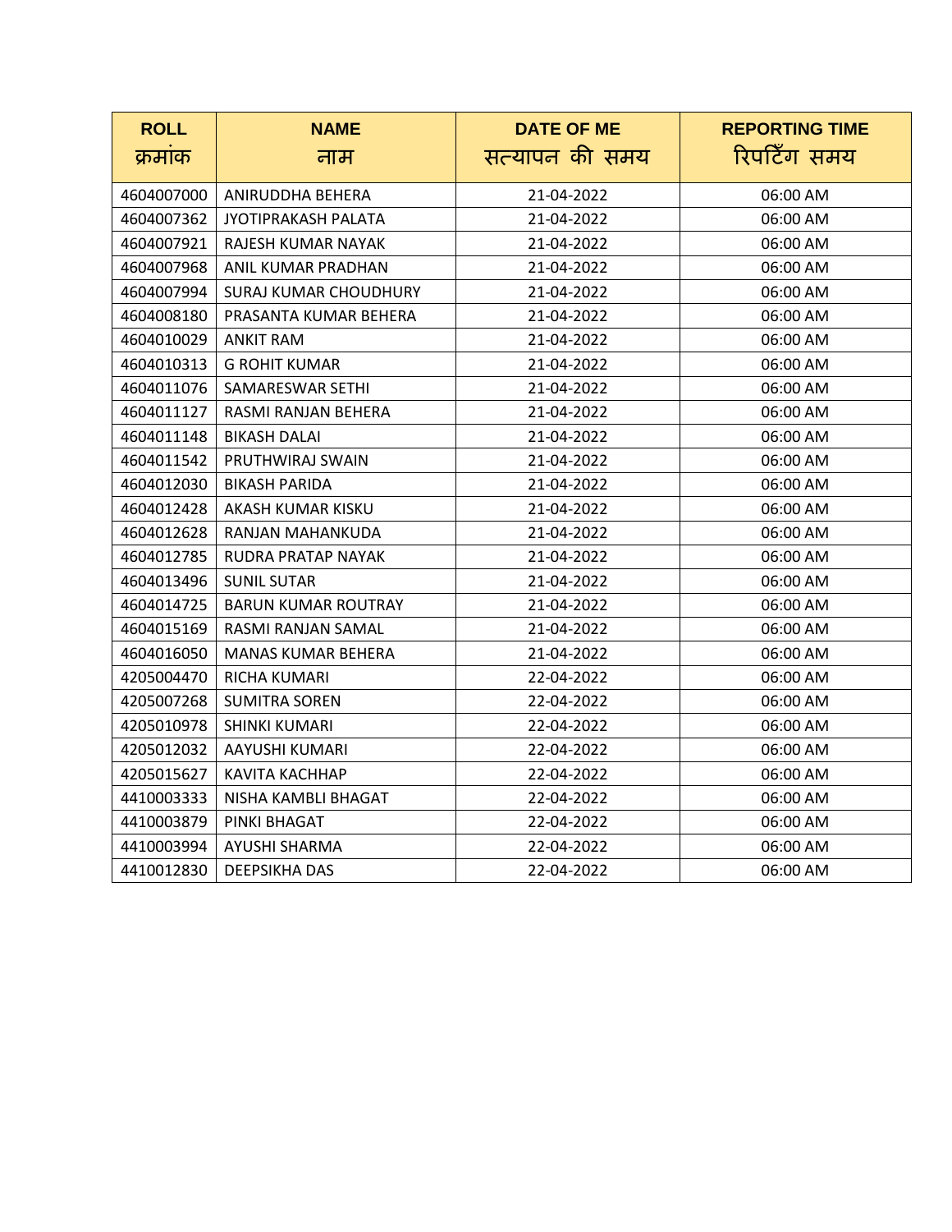| ROLL<br>क्रमांक | NAME<br>नाम | DATE OF ME<br>सत्यापन की समय | REPORTING TIME<br>रिपर्टिंग समय |
|---|---|---|---|
| 4604007000 | ANIRUDDHA BEHERA | 21-04-2022 | 06:00 AM |
| 4604007362 | JYOTIPRAKASH PALATA | 21-04-2022 | 06:00 AM |
| 4604007921 | RAJESH KUMAR NAYAK | 21-04-2022 | 06:00 AM |
| 4604007968 | ANIL KUMAR PRADHAN | 21-04-2022 | 06:00 AM |
| 4604007994 | SURAJ KUMAR CHOUDHURY | 21-04-2022 | 06:00 AM |
| 4604008180 | PRASANTA KUMAR BEHERA | 21-04-2022 | 06:00 AM |
| 4604010029 | ANKIT RAM | 21-04-2022 | 06:00 AM |
| 4604010313 | G ROHIT KUMAR | 21-04-2022 | 06:00 AM |
| 4604011076 | SAMARESWAR SETHI | 21-04-2022 | 06:00 AM |
| 4604011127 | RASMI RANJAN BEHERA | 21-04-2022 | 06:00 AM |
| 4604011148 | BIKASH DALAI | 21-04-2022 | 06:00 AM |
| 4604011542 | PRUTHWIRAJ SWAIN | 21-04-2022 | 06:00 AM |
| 4604012030 | BIKASH PARIDA | 21-04-2022 | 06:00 AM |
| 4604012428 | AKASH KUMAR KISKU | 21-04-2022 | 06:00 AM |
| 4604012628 | RANJAN MAHANKUDA | 21-04-2022 | 06:00 AM |
| 4604012785 | RUDRA PRATAP NAYAK | 21-04-2022 | 06:00 AM |
| 4604013496 | SUNIL SUTAR | 21-04-2022 | 06:00 AM |
| 4604014725 | BARUN KUMAR ROUTRAY | 21-04-2022 | 06:00 AM |
| 4604015169 | RASMI RANJAN SAMAL | 21-04-2022 | 06:00 AM |
| 4604016050 | MANAS KUMAR BEHERA | 21-04-2022 | 06:00 AM |
| 4205004470 | RICHA KUMARI | 22-04-2022 | 06:00 AM |
| 4205007268 | SUMITRA SOREN | 22-04-2022 | 06:00 AM |
| 4205010978 | SHINKI KUMARI | 22-04-2022 | 06:00 AM |
| 4205012032 | AAYUSHI KUMARI | 22-04-2022 | 06:00 AM |
| 4205015627 | KAVITA KACHHAP | 22-04-2022 | 06:00 AM |
| 4410003333 | NISHA KAMBLI BHAGAT | 22-04-2022 | 06:00 AM |
| 4410003879 | PINKI BHAGAT | 22-04-2022 | 06:00 AM |
| 4410003994 | AYUSHI SHARMA | 22-04-2022 | 06:00 AM |
| 4410012830 | DEEPSIKHA DAS | 22-04-2022 | 06:00 AM |